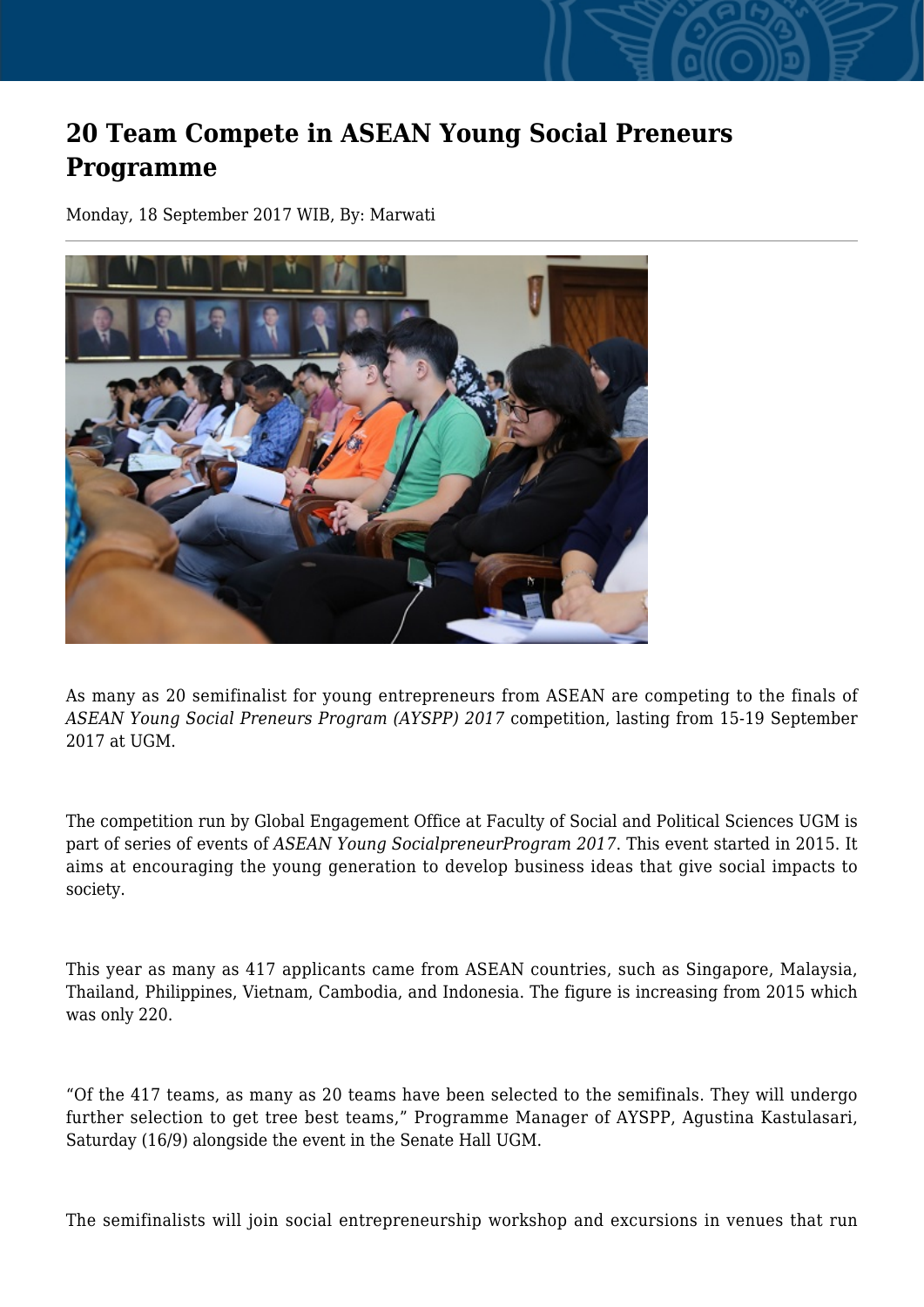# 20 Team Compete in ASEAN Young Social Preneurs Programme

Monday, 18 September 2017 WIB, By: Marwati

As many as 20 semifinalist for young entrepreneurs from ASEAN are competing to the finals of *ASEAN Young Social Preneurs Program (AYSPP) 2017* competition, lasting from 15-19 September 2017 at UGM.

The competition run by Global Engagement Office at Faculty of Social and Political Sciences UGM is part of series of events of *ASEAN Young SocialpreneurProgram 2017*. This event started in 2015. It aims at encouraging the young generation to develop business ideas that give social impacts to society.

This year as many as 417 applicants came from ASEAN countries, such as Singapore, Malaysia, Thailand, Philippines, Vietnam, Cambodia, and Indonesia. The figure is increasing from 2015 which was only 220.

"Of the 417 teams, as many as 20 teams have been selected to the semifinals. They will undergo further selection to get tree best teams," Programme Manager of AYSPP, Agustina Kastulasari, Saturday (16/9) alongside the event in the Senate Hall UGM.

The semifinalists will join social entrepreneurship workshop and excursions in venues that run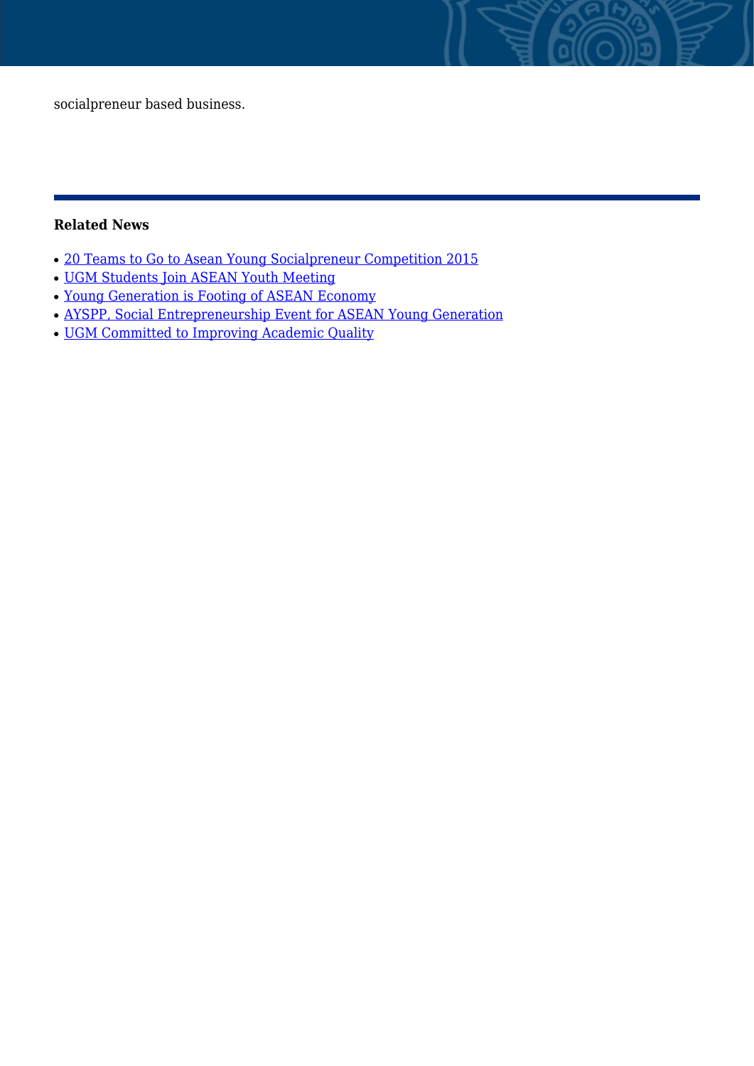socialpreneur based business.

---

**Related News**

- 20 Teams to Go to Asean Young Socialpreneur Competition 2015
- UGM Students Join ASEAN Youth Meeting
- Young Generation is Footing of ASEAN Economy
- AYSPP, Social Entrepreneurship Event for ASEAN Young Generation
- UGM Committed to Improving Academic Quality